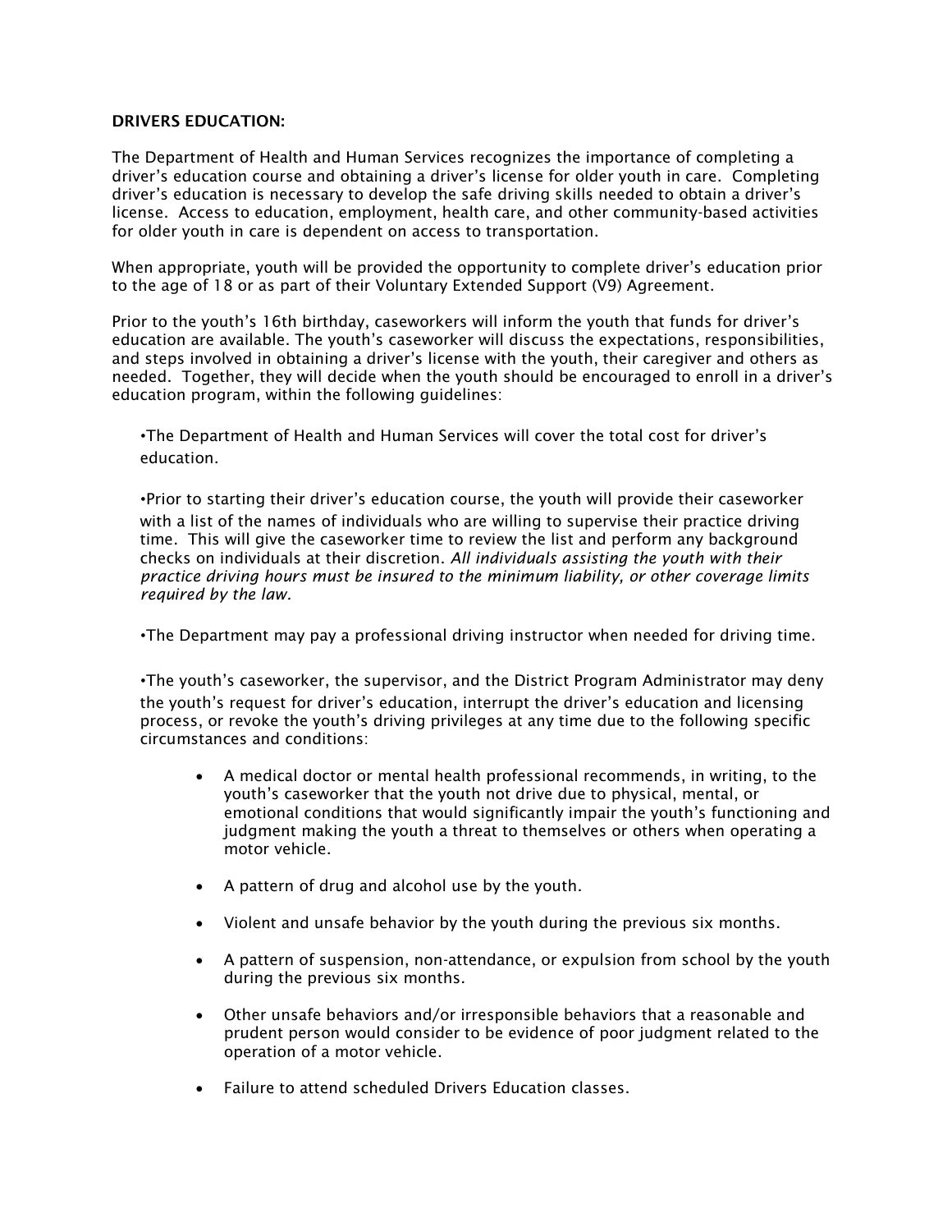**DRIVERS EDUCATION:**

The Department of Health and Human Services recognizes the importance of completing a driver's education course and obtaining a driver's license for older youth in care. Completing driver's education is necessary to develop the safe driving skills needed to obtain a driver's license. Access to education, employment, health care, and other community-based activities for older youth in care is dependent on access to transportation.

When appropriate, youth will be provided the opportunity to complete driver's education prior to the age of 18 or as part of their Voluntary Extended Support (V9) Agreement.

Prior to the youth's 16th birthday, caseworkers will inform the youth that funds for driver's education are available. The youth's caseworker will discuss the expectations, responsibilities, and steps involved in obtaining a driver's license with the youth, their caregiver and others as needed. Together, they will decide when the youth should be encouraged to enroll in a driver's education program, within the following guidelines:

•The Department of Health and Human Services will cover the total cost for driver's education.

•Prior to starting their driver's education course, the youth will provide their caseworker with a list of the names of individuals who are willing to supervise their practice driving time. This will give the caseworker time to review the list and perform any background checks on individuals at their discretion. *All individuals assisting the youth with their practice driving hours must be insured to the minimum liability, or other coverage limits required by the law.*

•The Department may pay a professional driving instructor when needed for driving time.

•The youth's caseworker, the supervisor, and the District Program Administrator may deny the youth's request for driver's education, interrupt the driver's education and licensing process, or revoke the youth's driving privileges at any time due to the following specific circumstances and conditions:

- A medical doctor or mental health professional recommends, in writing, to the youth's caseworker that the youth not drive due to physical, mental, or emotional conditions that would significantly impair the youth's functioning and judgment making the youth a threat to themselves or others when operating a motor vehicle.
- A pattern of drug and alcohol use by the youth.
- Violent and unsafe behavior by the youth during the previous six months.
- A pattern of suspension, non-attendance, or expulsion from school by the youth during the previous six months.
- Other unsafe behaviors and/or irresponsible behaviors that a reasonable and prudent person would consider to be evidence of poor judgment related to the operation of a motor vehicle.
- Failure to attend scheduled Drivers Education classes.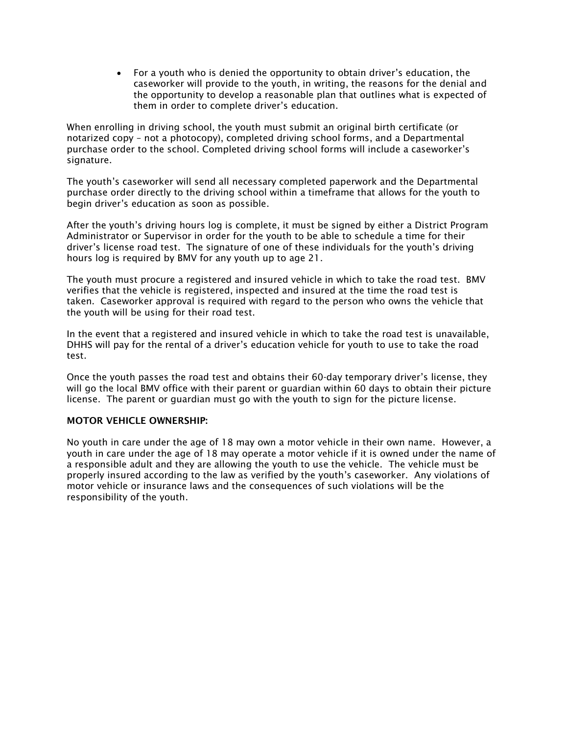- For a youth who is denied the opportunity to obtain driver's education, the caseworker will provide to the youth, in writing, the reasons for the denial and the opportunity to develop a reasonable plan that outlines what is expected of them in order to complete driver's education.

When enrolling in driving school, the youth must submit an original birth certificate (or notarized copy – not a photocopy), completed driving school forms, and a Departmental purchase order to the school. Completed driving school forms will include a caseworker's signature.

The youth's caseworker will send all necessary completed paperwork and the Departmental purchase order directly to the driving school within a timeframe that allows for the youth to begin driver's education as soon as possible.

After the youth's driving hours log is complete, it must be signed by either a District Program Administrator or Supervisor in order for the youth to be able to schedule a time for their driver's license road test. The signature of one of these individuals for the youth's driving hours log is required by BMV for any youth up to age 21.

The youth must procure a registered and insured vehicle in which to take the road test. BMV verifies that the vehicle is registered, inspected and insured at the time the road test is taken. Caseworker approval is required with regard to the person who owns the vehicle that the youth will be using for their road test.

In the event that a registered and insured vehicle in which to take the road test is unavailable, DHHS will pay for the rental of a driver's education vehicle for youth to use to take the road test.

Once the youth passes the road test and obtains their 60-day temporary driver's license, they will go the local BMV office with their parent or guardian within 60 days to obtain their picture license. The parent or guardian must go with the youth to sign for the picture license.

**MOTOR VEHICLE OWNERSHIP:**

No youth in care under the age of 18 may own a motor vehicle in their own name. However, a youth in care under the age of 18 may operate a motor vehicle if it is owned under the name of a responsible adult and they are allowing the youth to use the vehicle. The vehicle must be properly insured according to the law as verified by the youth's caseworker. Any violations of motor vehicle or insurance laws and the consequences of such violations will be the responsibility of the youth.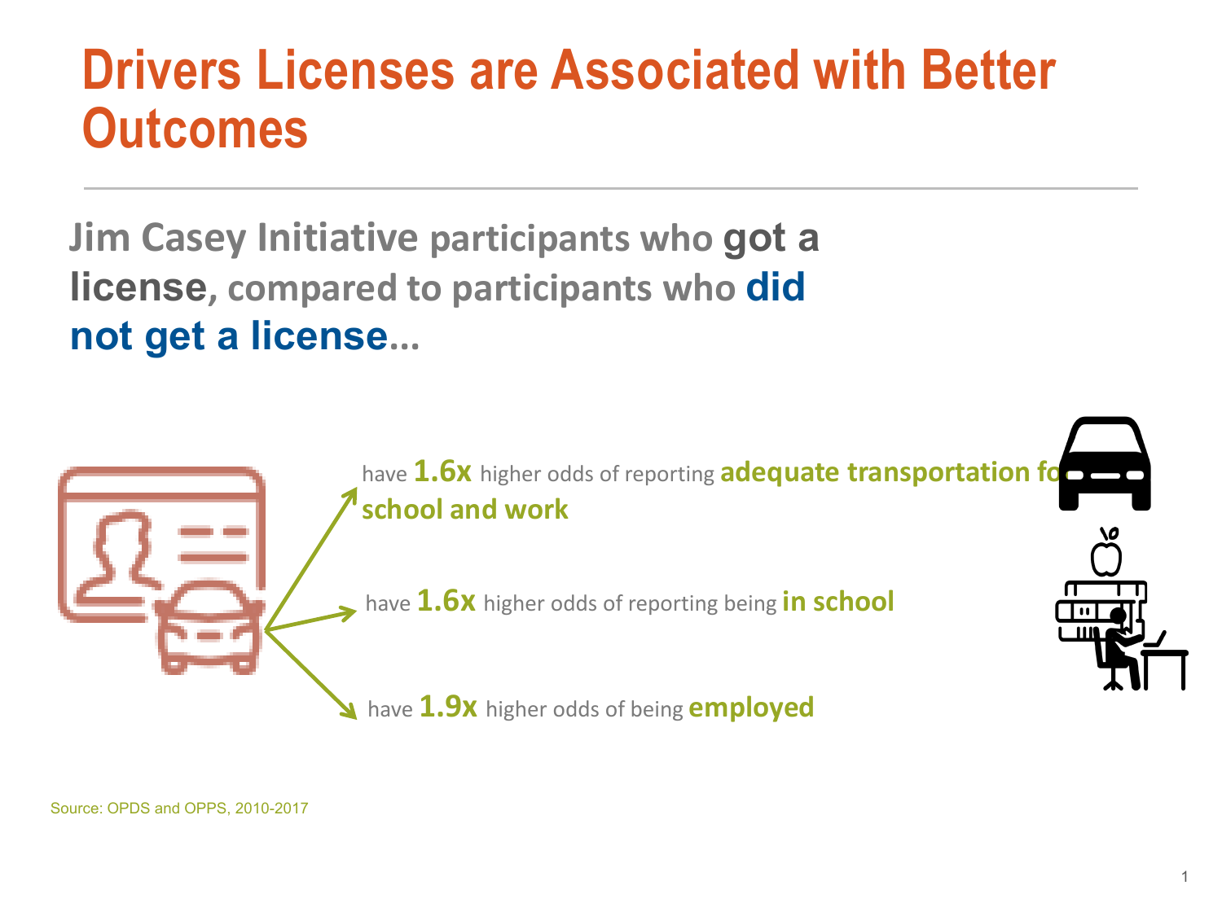# Drivers Licenses are Associated with Better Outcomes

**Jim Casey Initiative** participants who **got a license**, compared to participants who **did not get a license**...

- have **1.6x** higher odds of reporting **adequate transportation for school and work**
- have **1.6x** higher odds of reporting being **in school**
- have **1.9x** higher odds of being **employed**

Source: OPDS and OPPS, 2010-2017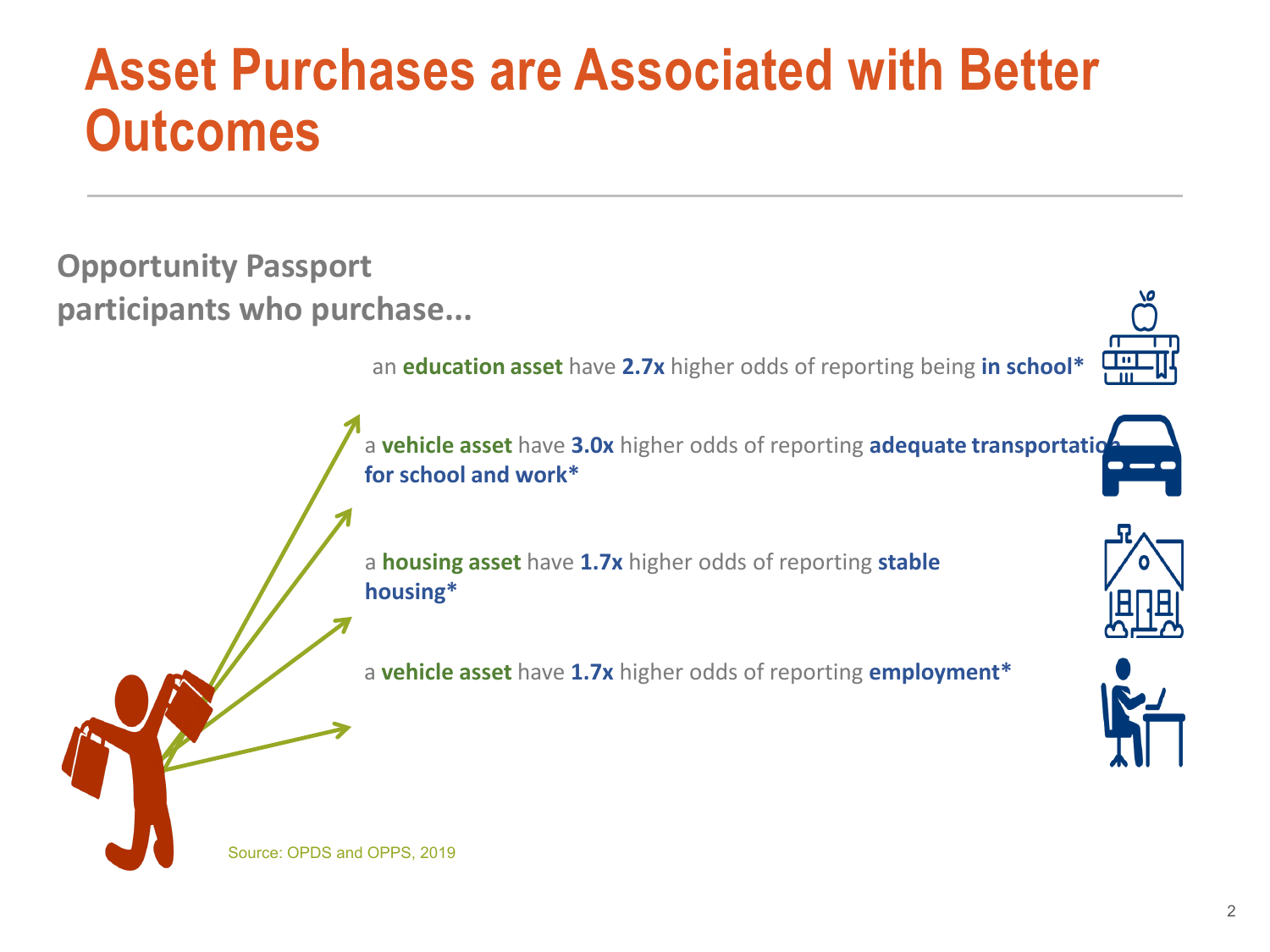# Asset Purchases are Associated with Better Outcomes

**Opportunity Passport participants who purchase...**

an **education asset** have **2.7x** higher odds of reporting being **in school***

a **vehicle asset** have **3.0x** higher odds of reporting **adequate transportation for school and work***

a **housing asset** have **1.7x** higher odds of reporting **stable housing***

a **vehicle asset** have **1.7x** higher odds of reporting **employment***

Source: OPDS and OPPS, 2019